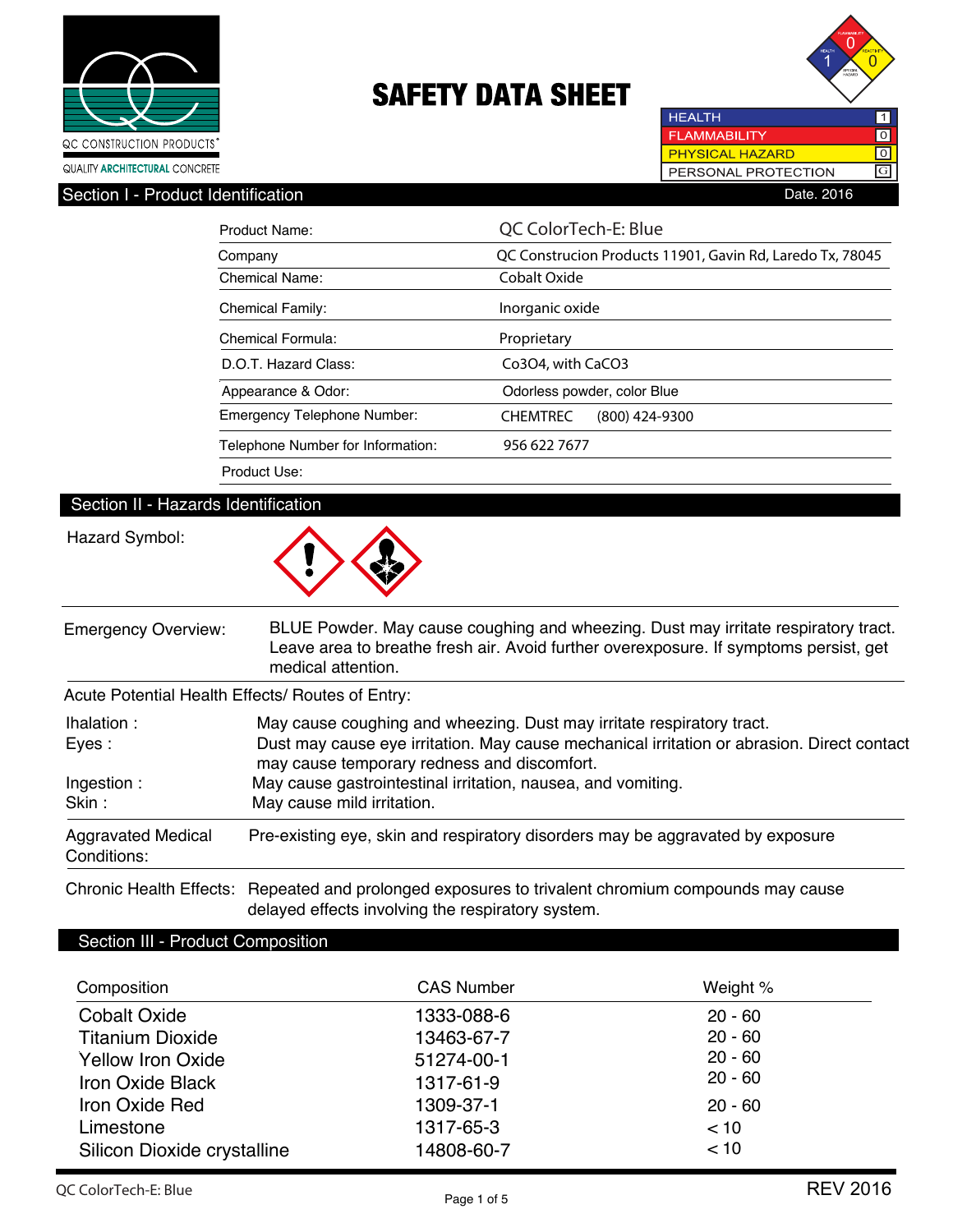QC CONSTRUCTION PRODUCTS
QUALITY ARCHITECTURAL CONCRETE

# SAFETY DATA SHEET

| | |
|---|---|
| HEALTH | 1 |
| FLAMMABILITY | 0 |
| PHYSICAL HAZARD | 0 |
| PERSONAL PROTECTION | G |

## Section I - Product Identification

Date. 2016

| | |
|---|---|
| Product Name: | QC ColorTech-E: Blue |
| Company | QC Construcion Products 11901, Gavin Rd, Laredo Tx, 78045 |
| Chemical Name: | Cobalt Oxide |
| Chemical Family: | Inorganic oxide |
| Chemical Formula: | Proprietary |
| D.O.T. Hazard Class: | $Co_3O_4$, with $CaCO_3$ |
| Appearance & Odor: | Odorless powder, color Blue |
| Emergency Telephone Number: | CHEMTREC (800) 424-9300 |
| Telephone Number for Information: | 956 622 7677 |
| Product Use: | |

## Section II - Hazards Identification

Hazard Symbol:

**Emergency Overview:** BLUE Powder. May cause coughing and wheezing. Dust may irritate respiratory tract. Leave area to breathe fresh air. Avoid further overexposure. If symptoms persist, get medical attention.

**Acute Potential Health Effects/ Routes of Entry:**

- **Ihalation :** May cause coughing and wheezing. Dust may irritate respiratory tract.
- **Eyes :** Dust may cause eye irritation. May cause mechanical irritation or abrasion. Direct contact may cause temporary redness and discomfort.
- **Ingestion :** May cause gastrointestinal irritation, nausea, and vomiting.
- **Skin :** May cause mild irritation.

**Aggravated Medical Conditions:** Pre-existing eye, skin and respiratory disorders may be aggravated by exposure

**Chronic Health Effects:** Repeated and prolonged exposures to trivalent chromium compounds may cause delayed effects involving the respiratory system.

## Section III - Product Composition

| Composition | CAS Number | Weight % |
|---|---|---|
| Cobalt Oxide | 1333-088-6 | 20 - 60 |
| Titanium Dioxide | 13463-67-7 | 20 - 60 |
| Yellow Iron Oxide | 51274-00-1 | 20 - 60 |
| Iron Oxide Black | 1317-61-9 | 20 - 60 |
| Iron Oxide Red | 1309-37-1 | 20 - 60 |
| Limestone | 1317-65-3 | < 10 |
| Silicon Dioxide crystalline | 14808-60-7 | < 10 |

QC ColorTech-E: Blue

REV 2016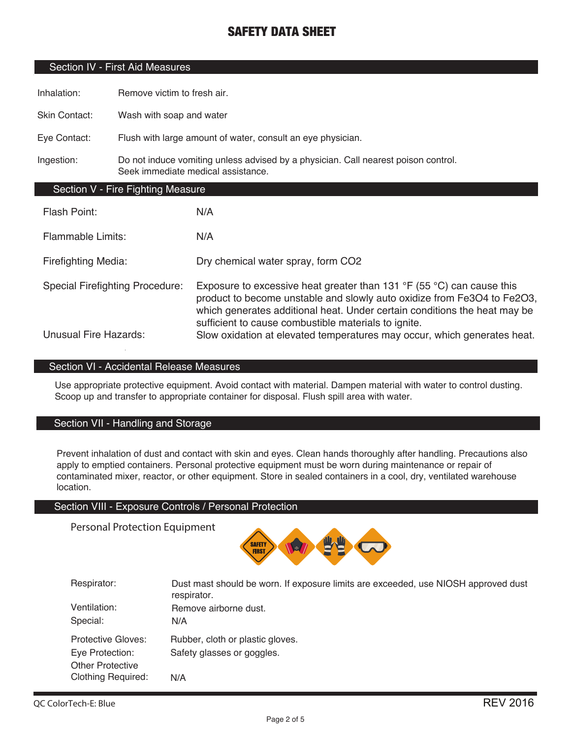# SAFETY DATA SHEET

## Section IV - First Aid Measures

| | |
|---|---|
| Inhalation: | Remove victim to fresh air. |
| Skin Contact: | Wash with soap and water |
| Eye Contact: | Flush with large amount of water, consult an eye physician. |
| Ingestion: | Do not induce vomiting unless advised by a physician. Call nearest poison control. Seek immediate medical assistance. |

## Section V - Fire Fighting Measure

| | |
|---|---|
| Flash Point: | N/A |
| Flammable Limits: | N/A |
| Firefighting Media: | Dry chemical water spray, form $CO_2$ |
| Special Firefighting Procedure: | Exposure to excessive heat greater than 131 °F (55 °C) can cause this product to become unstable and slowly auto oxidize from $Fe_3O_4$ to $Fe_2O_3$, which generates additional heat. Under certain conditions the heat may be sufficient to cause combustible materials to ignite. |
| Unusual Fire Hazards: | Slow oxidation at elevated temperatures may occur, which generates heat. |

## Section VI - Accidental Release Measures

Use appropriate protective equipment. Avoid contact with material. Dampen material with water to control dusting. Scoop up and transfer to appropriate container for disposal. Flush spill area with water.

## Section VII - Handling and Storage

Prevent inhalation of dust and contact with skin and eyes. Clean hands thoroughly after handling. Precautions also apply to emptied containers. Personal protective equipment must be worn during maintenance or repair of contaminated mixer, reactor, or other equipment. Store in sealed containers in a cool, dry, ventilated warehouse location.

## Section VIII - Exposure Controls / Personal Protection

### Personal Protection Equipment

| | |
|---|---|
| Respirator: | Dust mast should be worn. If exposure limits are exceeded, use NIOSH approved dust respirator. |
| Ventilation: | Remove airborne dust. |
| Special: | N/A |
| Protective Gloves: | Rubber, cloth or plastic gloves. |
| Eye Protection: | Safety glasses or goggles. |
| Other Protective Clothing Required: | N/A |

QC ColorTech-E: Blue REV 2016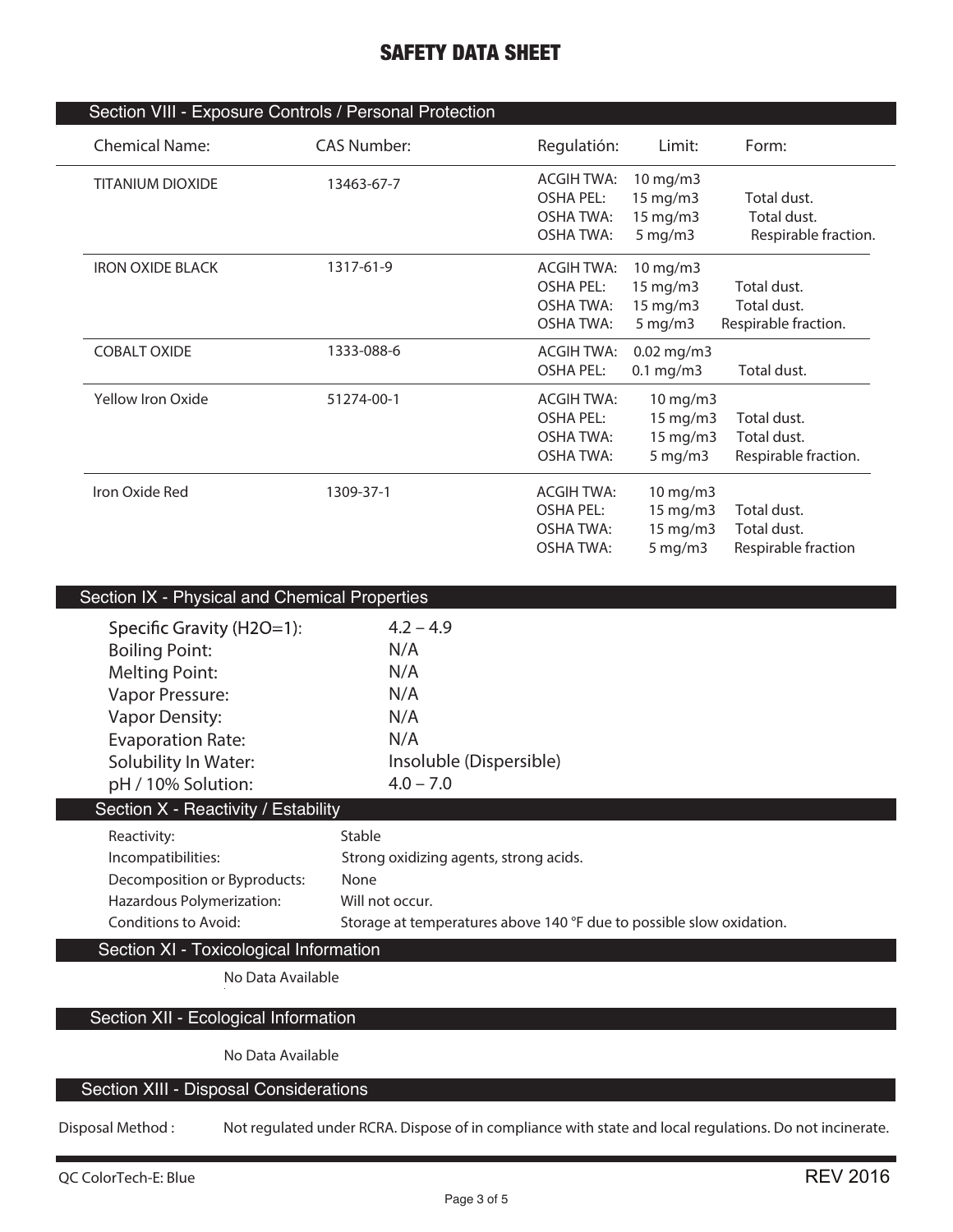# SAFETY DATA SHEET

## Section VIII - Exposure Controls / Personal Protection

| Chemical Name: | CAS Number: | Regulatión: | Limit: | Form: |
|---|---|---|---|---|
| TITANIUM DIOXIDE | 13463-67-7 | ACGIH TWA: | 10 mg/m3 | |
| | | OSHA PEL: | 15 mg/m3 | Total dust. |
| | | OSHA TWA: | 15 mg/m3 | Total dust. |
| | | OSHA TWA: | 5 mg/m3 | Respirable fraction. |
| IRON OXIDE BLACK | 1317-61-9 | ACGIH TWA: | 10 mg/m3 | |
| | | OSHA PEL: | 15 mg/m3 | Total dust. |
| | | OSHA TWA: | 15 mg/m3 | Total dust. |
| | | OSHA TWA: | 5 mg/m3 | Respirable fraction. |
| COBALT OXIDE | 1333-088-6 | ACGIH TWA: | 0.02 mg/m3 | |
| | | OSHA PEL: | 0.1 mg/m3 | Total dust. |
| Yellow Iron Oxide | 51274-00-1 | ACGIH TWA: | 10 mg/m3 | |
| | | OSHA PEL: | 15 mg/m3 | Total dust. |
| | | OSHA TWA: | 15 mg/m3 | Total dust. |
| | | OSHA TWA: | 5 mg/m3 | Respirable fraction. |
| Iron Oxide Red | 1309-37-1 | ACGIH TWA: | 10 mg/m3 | |
| | | OSHA PEL: | 15 mg/m3 | Total dust. |
| | | OSHA TWA: | 15 mg/m3 | Total dust. |
| | | OSHA TWA: | 5 mg/m3 | Respirable fraction |

## Section IX - Physical and Chemical Properties

| | |
|---|---|
| Specific Gravity (H2O=1): | 4.2 – 4.9 |
| Boiling Point: | N/A |
| Melting Point: | N/A |
| Vapor Pressure: | N/A |
| Vapor Density: | N/A |
| Evaporation Rate: | N/A |
| Solubility In Water: | Insoluble (Dispersible) |
| pH / 10% Solution: | 4.0 – 7.0 |

## Section X - Reactivity / Estability

| | |
|---|---|
| Reactivity: | Stable |
| Incompatibilities: | Strong oxidizing agents, strong acids. |
| Decomposition or Byproducts: | None |
| Hazardous Polymerization: | Will not occur. |
| Conditions to Avoid: | Storage at temperatures above 140 °F due to possible slow oxidation. |

## Section XI - Toxicological Information

No Data Available

## Section XII - Ecological Information

No Data Available

## Section XIII - Disposal Considerations

Disposal Method : Not regulated under RCRA. Dispose of in compliance with state and local regulations. Do not incinerate.

QC ColorTech-E: Blue

REV 2016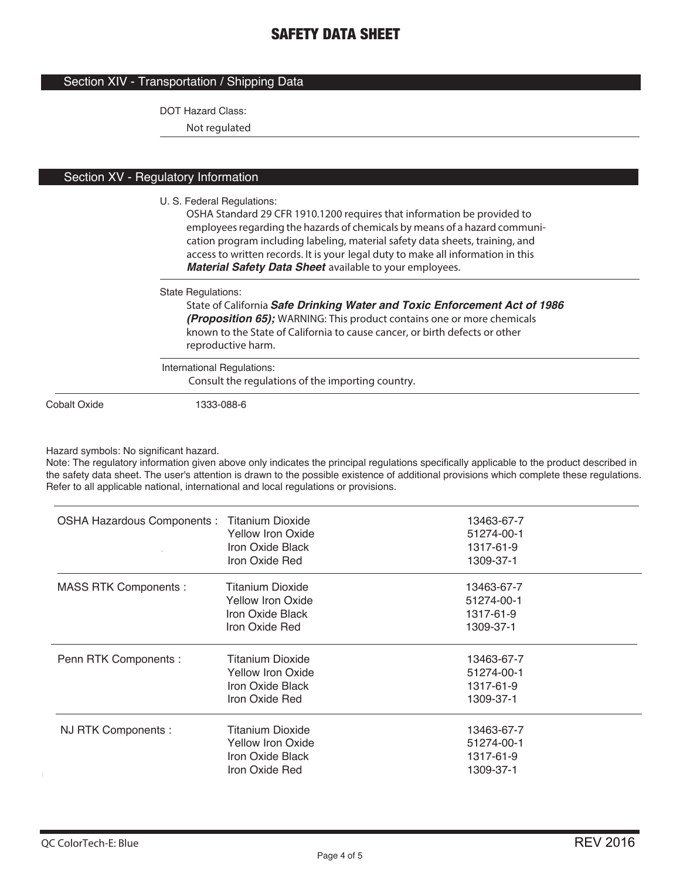# SAFETY DATA SHEET

## Section XIV - Transportation / Shipping Data

DOT Hazard Class:

Not regulated

## Section XV - Regulatory Information

U. S. Federal Regulations:

OSHA Standard 29 CFR 1910.1200 requires that information be provided to employees regarding the hazards of chemicals by means of a hazard communication program including labeling, material safety data sheets, training, and access to written records. It is your legal duty to make all information in this ***Material Safety Data Sheet*** available to your employees.

State Regulations:

State of California ***Safe Drinking Water and Toxic Enforcement Act of 1986 (Proposition 65);*** WARNING: This product contains one or more chemicals known to the State of California to cause cancer, or birth defects or other reproductive harm.

International Regulations:

Consult the regulations of the importing country.

Cobalt Oxide 1333-088-6

Hazard symbols: No significant hazard.

Note: The regulatory information given above only indicates the principal regulations specifically applicable to the product described in the safety data sheet. The user's attention is drawn to the possible existence of additional provisions which complete these regulations. Refer to all applicable national, international and local regulations or provisions.

| | | |
|---|---|---|
| OSHA Hazardous Components : | Titanium Dioxide | 13463-67-7 |
| | Yellow Iron Oxide | 51274-00-1 |
| | Iron Oxide Black | 1317-61-9 |
| | Iron Oxide Red | 1309-37-1 |
| MASS RTK Components : | Titanium Dioxide | 13463-67-7 |
| | Yellow Iron Oxide | 51274-00-1 |
| | Iron Oxide Black | 1317-61-9 |
| | Iron Oxide Red | 1309-37-1 |
| Penn RTK Components : | Titanium Dioxide | 13463-67-7 |
| | Yellow Iron Oxide | 51274-00-1 |
| | Iron Oxide Black | 1317-61-9 |
| | Iron Oxide Red | 1309-37-1 |
| NJ RTK Components : | Titanium Dioxide | 13463-67-7 |
| | Yellow Iron Oxide | 51274-00-1 |
| | Iron Oxide Black | 1317-61-9 |
| | Iron Oxide Red | 1309-37-1 |

QC ColorTech-E: Blue REV 2016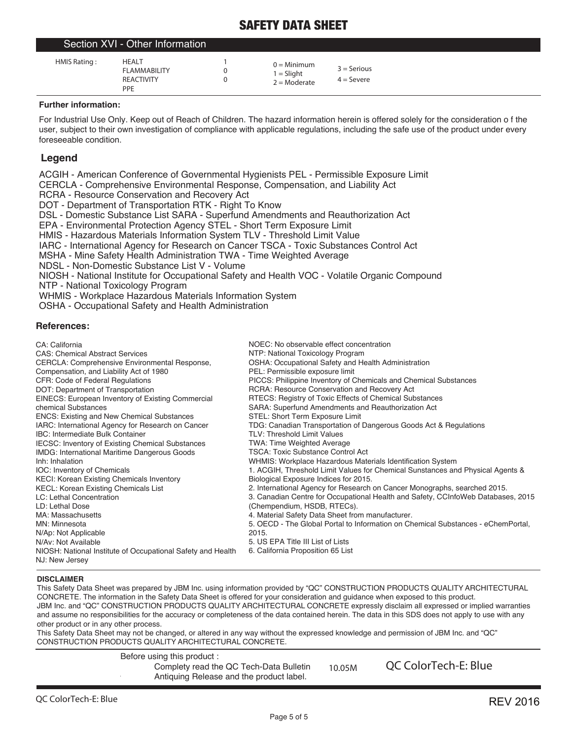# SAFETY DATA SHEET

## Section XVI - Other Information

| | | | | |
|---|---|---|---|---|
| HMIS Rating : | HEALT | 1 | 0 = Minimum | 3 = Serious |
| | FLAMMABILITY | 0 | 1 = Slight | 4 = Severe |
| | REACTIVITY | 0 | 2 = Moderate | |
| | PPE | | | |

**Further information:**

For Industrial Use Only. Keep out of Reach of Children. The hazard information herein is offered solely for the consideration o f the user, subject to their own investigation of compliance with applicable regulations, including the safe use of the product under every foreseeable condition.

### Legend

ACGIH - American Conference of Governmental Hygienists PEL - Permissible Exposure Limit
CERCLA - Comprehensive Environmental Response, Compensation, and Liability Act
RCRA - Resource Conservation and Recovery Act
DOT - Department of Transportation RTK - Right To Know
DSL - Domestic Substance List SARA - Superfund Amendments and Reauthorization Act
EPA - Environmental Protection Agency STEL - Short Term Exposure Limit
HMIS - Hazardous Materials Information System TLV - Threshold Limit Value
IARC - International Agency for Research on Cancer TSCA - Toxic Substances Control Act
MSHA - Mine Safety Health Administration TWA - Time Weighted Average
NDSL - Non-Domestic Substance List V - Volume
NIOSH - National Institute for Occupational Safety and Health VOC - Volatile Organic Compound
NTP - National Toxicology Program
WHMIS - Workplace Hazardous Materials Information System
OSHA - Occupational Safety and Health Administration

**References:**

CA: California
CAS: Chemical Abstract Services
CERCLA: Comprehensive Environmental Response, Compensation, and Liability Act of 1980
CFR: Code of Federal Regulations
DOT: Department of Transportation
EINECS: European Inventory of Existing Commercial chemical Substances
ENCS: Existing and New Chemical Substances
IARC: International Agency for Research on Cancer
IBC: Intermediate Bulk Container
IECSC: Inventory of Existing Chemical Substances
IMDG: International Maritime Dangerous Goods
Inh: Inhalation
IOC: Inventory of Chemicals
KECI: Korean Existing Chemicals Inventory
KECL: Korean Existing Chemicals List
LC: Lethal Concentration
LD: Lethal Dose
MA: Massachusetts
MN: Minnesota
N/Ap: Not Applicable
N/Av: Not Available
NIOSH: National Institute of Occupational Safety and Health
NJ: New Jersey
NOEC: No observable effect concentration
NTP: National Toxicology Program
OSHA: Occupational Safety and Health Administration
PEL: Permissible exposure limit
PICCS: Philippine Inventory of Chemicals and Chemical Substances
RCRA: Resource Conservation and Recovery Act
RTECS: Registry of Toxic Effects of Chemical Substances
SARA: Superfund Amendments and Reauthorization Act
STEL: Short Term Exposure Limit
TDG: Canadian Transportation of Dangerous Goods Act & Regulations
TLV: Threshold Limit Values
TWA: Time Weighted Average
TSCA: Toxic Substance Control Act
WHMIS: Workplace Hazardous Materials Identification System

1. ACGIH, Threshold Limit Values for Chemical Sunstances and Physical Agents & Biological Exposure Indices for 2015.
2. International Agency for Research on Cancer Monographs, searched 2015.
3. Canadian Centre for Occupational Health and Safety, CCInfoWeb Databases, 2015 (Chempendium, HSDB, RTECs).
4. Material Safety Data Sheet from manufacturer.
5. OECD - The Global Portal to Information on Chemical Substances - eChemPortal, 2015.
5. US EPA Title III List of Lists
6. California Proposition 65 List

**DISCLAIMER**

This Safety Data Sheet was prepared by JBM Inc. using information provided by "QC" CONSTRUCTION PRODUCTS QUALITY ARCHITECTURAL CONCRETE. The information in the Safety Data Sheet is offered for your consideration and guidance when exposed to this product. JBM Inc. and "QC" CONSTRUCTION PRODUCTS QUALITY ARCHITECTURAL CONCRETE expressly disclaim all expressed or implied warranties and assume no responsibilities for the accuracy or completeness of the data contained herein. The data in this SDS does not apply to use with any other product or in any other process.
This Safety Data Sheet may not be changed, or altered in any way without the expressed knowledge and permission of JBM Inc. and "QC" CONSTRUCTION PRODUCTS QUALITY ARCHITECTURAL CONCRETE.

Before using this product :
Complety read the QC Tech-Data Bulletin Antiquing Release and the product label.

10.05M

QC ColorTech-E: Blue